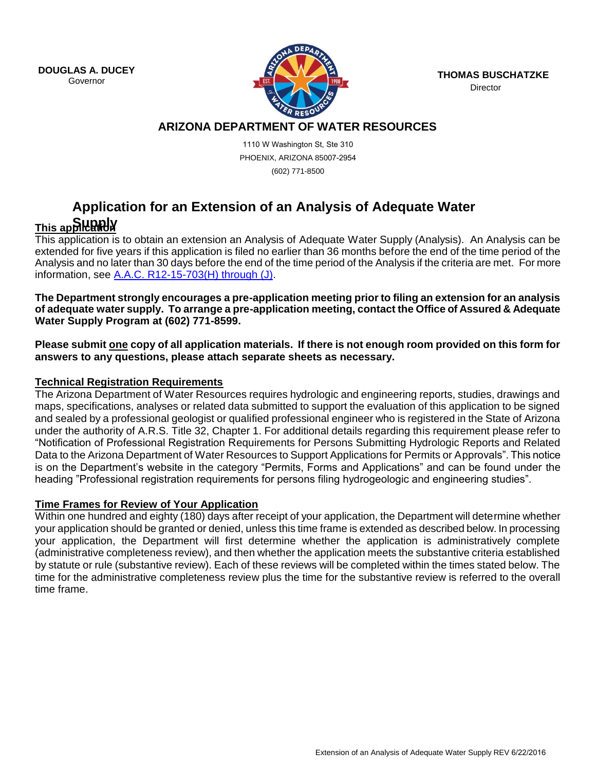**DOUGLAS A. DUCEY**
Governor

**THOMAS BUSCHATZKE**
Director

## ARIZONA DEPARTMENT OF WATER RESOURCES

1110 W Washington St, Ste 310
PHOENIX, ARIZONA 85007-2954
(602) 771-8500

# Application for an Extension of an Analysis of Adequate Water Supply

**This application**

This application is to obtain an extension an Analysis of Adequate Water Supply (Analysis). An Analysis can be extended for five years if this application is filed no earlier than 36 months before the end of the time period of the Analysis and no later than 30 days before the end of the time period of the Analysis if the criteria are met. For more information, see [A.A.C. R12-15-703(H) through (J)](A.A.C. R12-15-703(H) through (J)).

**The Department strongly encourages a pre-application meeting prior to filing an extension for an analysis of adequate water supply. To arrange a pre-application meeting, contact the Office of Assured & Adequate Water Supply Program at (602) 771-8599.**

**Please submit one copy of all application materials. If there is not enough room provided on this form for answers to any questions, please attach separate sheets as necessary.**

**Technical Registration Requirements**

The Arizona Department of Water Resources requires hydrologic and engineering reports, studies, drawings and maps, specifications, analyses or related data submitted to support the evaluation of this application to be signed and sealed by a professional geologist or qualified professional engineer who is registered in the State of Arizona under the authority of A.R.S. Title 32, Chapter 1. For additional details regarding this requirement please refer to "Notification of Professional Registration Requirements for Persons Submitting Hydrologic Reports and Related Data to the Arizona Department of Water Resources to Support Applications for Permits or Approvals". This notice is on the Department's website in the category "Permits, Forms and Applications" and can be found under the heading "Professional registration requirements for persons filing hydrogeologic and engineering studies".

**Time Frames for Review of Your Application**

Within one hundred and eighty (180) days after receipt of your application, the Department will determine whether your application should be granted or denied, unless this time frame is extended as described below. In processing your application, the Department will first determine whether the application is administratively complete (administrative completeness review), and then whether the application meets the substantive criteria established by statute or rule (substantive review). Each of these reviews will be completed within the times stated below. The time for the administrative completeness review plus the time for the substantive review is referred to the overall time frame.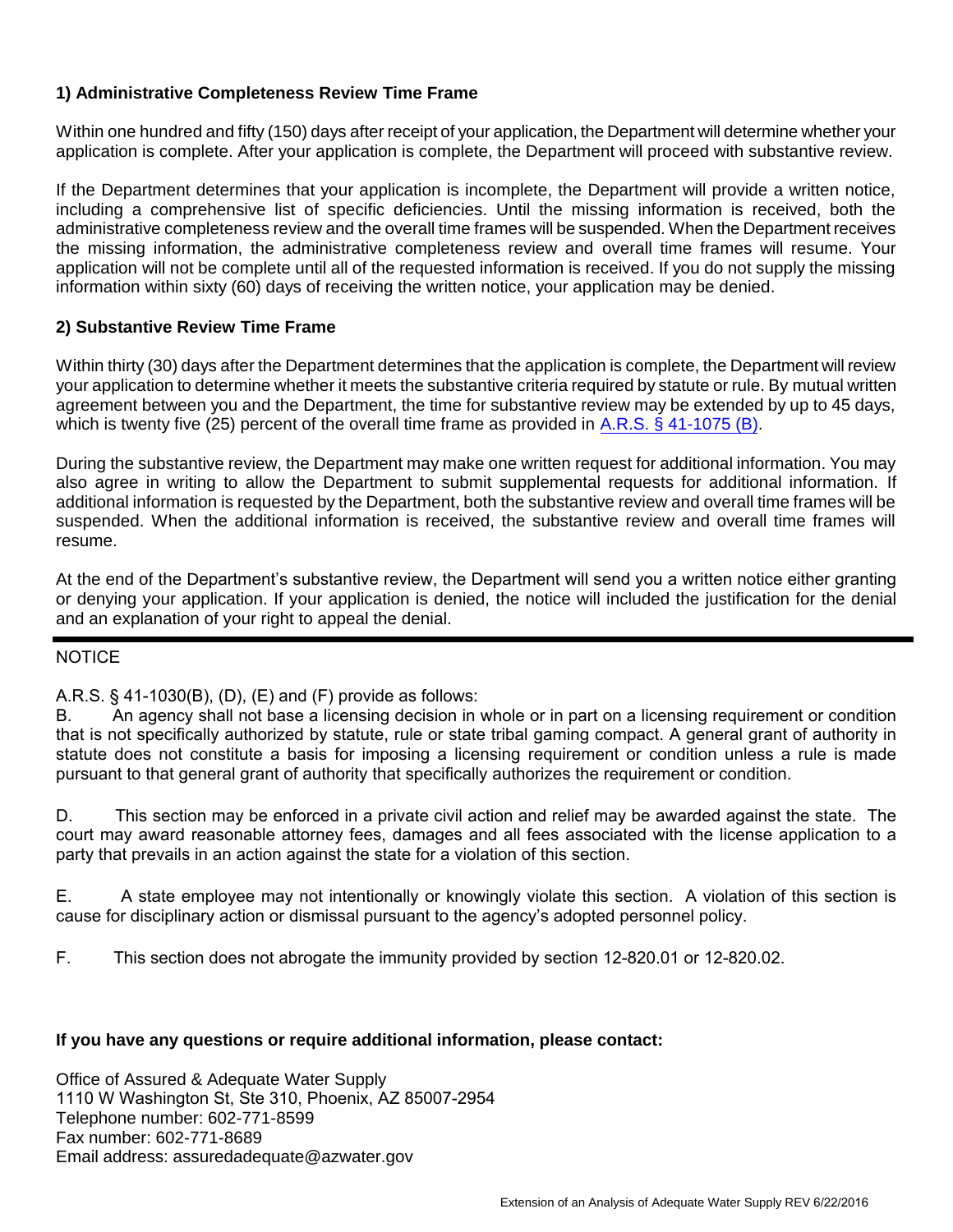### 1) Administrative Completeness Review Time Frame

Within one hundred and fifty (150) days after receipt of your application, the Department will determine whether your application is complete. After your application is complete, the Department will proceed with substantive review.

If the Department determines that your application is incomplete, the Department will provide a written notice, including a comprehensive list of specific deficiencies. Until the missing information is received, both the administrative completeness review and the overall time frames will be suspended. When the Department receives the missing information, the administrative completeness review and overall time frames will resume. Your application will not be complete until all of the requested information is received. If you do not supply the missing information within sixty (60) days of receiving the written notice, your application may be denied.

### 2) Substantive Review Time Frame

Within thirty (30) days after the Department determines that the application is complete, the Department will review your application to determine whether it meets the substantive criteria required by statute or rule. By mutual written agreement between you and the Department, the time for substantive review may be extended by up to 45 days, which is twenty five (25) percent of the overall time frame as provided in A.R.S. § 41-1075 (B).

During the substantive review, the Department may make one written request for additional information. You may also agree in writing to allow the Department to submit supplemental requests for additional information. If additional information is requested by the Department, both the substantive review and overall time frames will be suspended. When the additional information is received, the substantive review and overall time frames will resume.

At the end of the Department's substantive review, the Department will send you a written notice either granting or denying your application. If your application is denied, the notice will included the justification for the denial and an explanation of your right to appeal the denial.

---

NOTICE

A.R.S. § 41-1030(B), (D), (E) and (F) provide as follows:

B. An agency shall not base a licensing decision in whole or in part on a licensing requirement or condition that is not specifically authorized by statute, rule or state tribal gaming compact. A general grant of authority in statute does not constitute a basis for imposing a licensing requirement or condition unless a rule is made pursuant to that general grant of authority that specifically authorizes the requirement or condition.

D. This section may be enforced in a private civil action and relief may be awarded against the state. The court may award reasonable attorney fees, damages and all fees associated with the license application to a party that prevails in an action against the state for a violation of this section.

E. A state employee may not intentionally or knowingly violate this section. A violation of this section is cause for disciplinary action or dismissal pursuant to the agency's adopted personnel policy.

F. This section does not abrogate the immunity provided by section 12-820.01 or 12-820.02.

**If you have any questions or require additional information, please contact:**

Office of Assured & Adequate Water Supply
1110 W Washington St, Ste 310, Phoenix, AZ 85007-2954
Telephone number: 602-771-8599
Fax number: 602-771-8689
Email address: assuredadequate@azwater.gov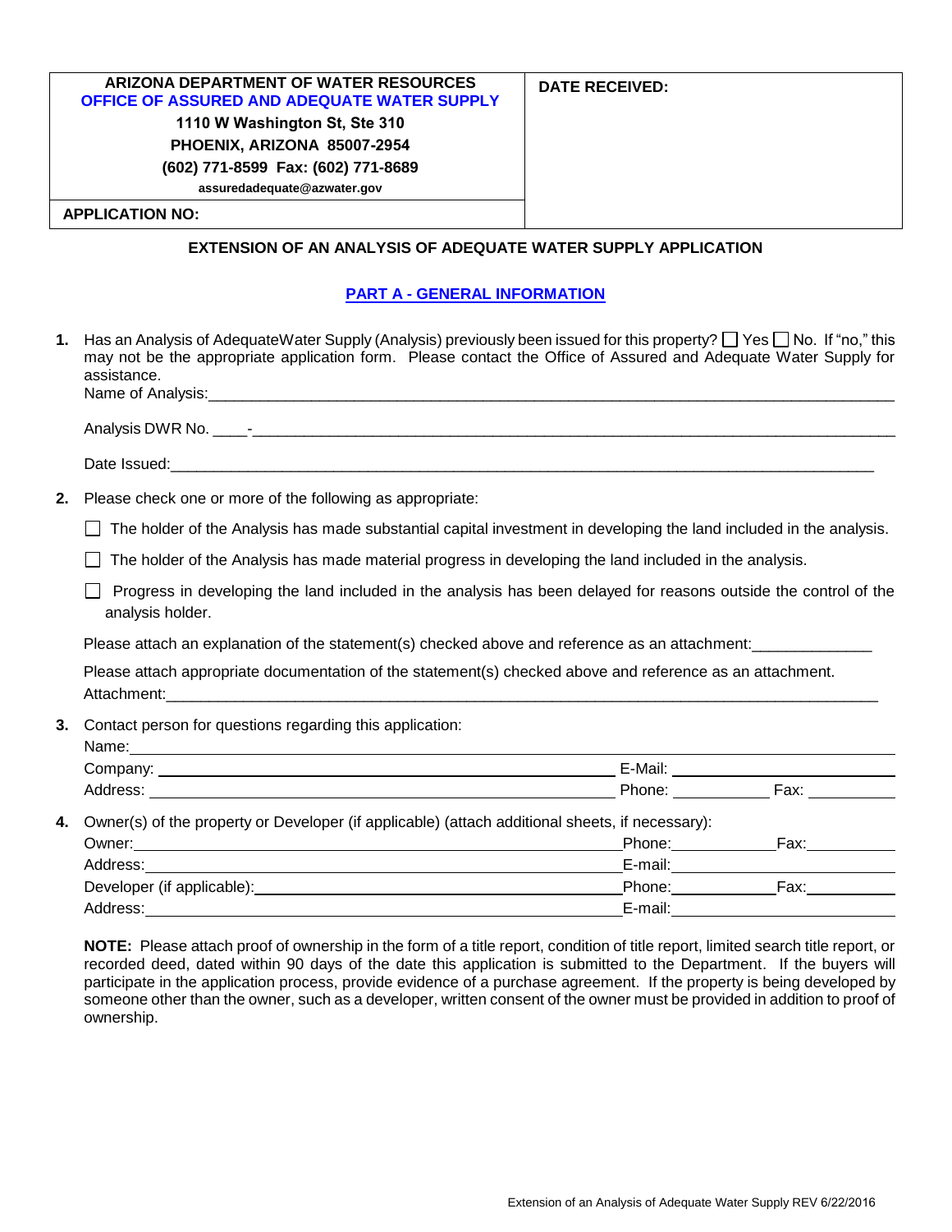| ARIZONA DEPARTMENT OF WATER RESOURCES<br>OFFICE OF ASSURED AND ADEQUATE WATER SUPPLY<br>1110 W Washington St, Ste 310<br>PHOENIX, ARIZONA 85007-2954<br>(602) 771-8599 Fax: (602) 771-8689<br>assuredadequate@azwater.gov | DATE RECEIVED: |
|---|---|
| APPLICATION NO: | |

## EXTENSION OF AN ANALYSIS OF ADEQUATE WATER SUPPLY APPLICATION

### PART A - GENERAL INFORMATION

**1.** Has an Analysis of AdequateWater Supply (Analysis) previously been issued for this property? ☐ Yes ☐ No. If "no," this may not be the appropriate application form. Please contact the Office of Assured and Adequate Water Supply for assistance.

Name of Analysis:\_\_\_\_\_\_\_\_\_\_\_\_\_\_\_\_\_\_\_\_\_\_\_\_\_\_\_\_\_\_\_\_\_\_\_\_\_\_\_\_

Analysis DWR No. \_\_\_\_-\_\_\_\_\_\_\_\_\_\_\_\_\_\_\_\_\_\_\_\_\_\_\_\_\_\_\_\_\_\_\_\_\_\_\_\_

Date Issued:\_\_\_\_\_\_\_\_\_\_\_\_\_\_\_\_\_\_\_\_\_\_\_\_\_\_\_\_\_\_\_\_\_\_\_\_\_\_\_\_

**2.** Please check one or more of the following as appropriate:

☐ The holder of the Analysis has made substantial capital investment in developing the land included in the analysis.

☐ The holder of the Analysis has made material progress in developing the land included in the analysis.

☐ Progress in developing the land included in the analysis has been delayed for reasons outside the control of the analysis holder.

Please attach an explanation of the statement(s) checked above and reference as an attachment:\_\_\_\_\_\_\_\_\_\_\_\_\_\_

Please attach appropriate documentation of the statement(s) checked above and reference as an attachment.
Attachment:\_\_\_\_\_\_\_\_\_\_\_\_\_\_\_\_\_\_\_\_\_\_\_\_\_\_\_\_\_\_\_\_\_\_\_\_\_\_\_\_

**3.** Contact person for questions regarding this application:

Name:\_\_\_\_\_\_\_\_\_\_\_\_\_\_\_\_\_\_\_\_\_\_\_\_\_\_\_\_\_\_\_\_\_\_\_\_\_\_\_\_

Company:\_\_\_\_\_\_\_\_\_\_\_\_\_\_\_\_\_\_\_\_\_\_\_\_\_\_ E-Mail:\_\_\_\_\_\_\_\_\_\_\_\_\_\_\_\_

Address:\_\_\_\_\_\_\_\_\_\_\_\_\_\_\_\_\_\_\_\_\_\_\_\_\_\_ Phone:\_\_\_\_\_\_\_\_ Fax:\_\_\_\_\_\_\_\_

**4.** Owner(s) of the property or Developer (if applicable) (attach additional sheets, if necessary):

Owner:\_\_\_\_\_\_\_\_\_\_\_\_\_\_\_\_\_\_\_\_\_\_\_\_\_\_ Phone:\_\_\_\_\_\_\_\_ Fax:\_\_\_\_\_\_\_\_

Address:\_\_\_\_\_\_\_\_\_\_\_\_\_\_\_\_\_\_\_\_\_\_\_\_\_\_ E-mail:\_\_\_\_\_\_\_\_\_\_\_\_\_\_\_\_

Developer (if applicable):\_\_\_\_\_\_\_\_\_\_\_\_\_\_\_\_\_\_\_\_ Phone:\_\_\_\_\_\_\_\_ Fax:\_\_\_\_\_\_\_\_

Address:\_\_\_\_\_\_\_\_\_\_\_\_\_\_\_\_\_\_\_\_\_\_\_\_\_\_ E-mail:\_\_\_\_\_\_\_\_\_\_\_\_\_\_\_\_

**NOTE:** Please attach proof of ownership in the form of a title report, condition of title report, limited search title report, or recorded deed, dated within 90 days of the date this application is submitted to the Department. If the buyers will participate in the application process, provide evidence of a purchase agreement. If the property is being developed by someone other than the owner, such as a developer, written consent of the owner must be provided in addition to proof of ownership.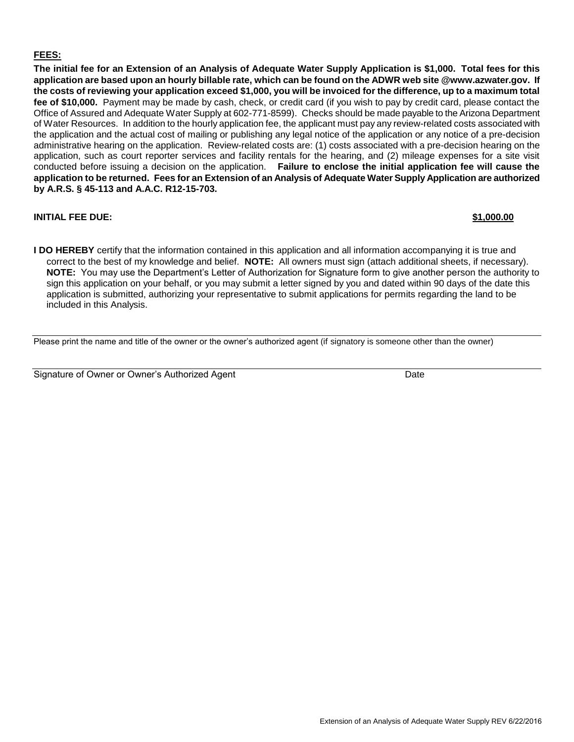**FEES:**

**The initial fee for an Extension of an Analysis of Adequate Water Supply Application is $1,000. Total fees for this application are based upon an hourly billable rate, which can be found on the ADWR web site @www.azwater.gov. If the costs of reviewing your application exceed $1,000, you will be invoiced for the difference, up to a maximum total fee of $10,000.** Payment may be made by cash, check, or credit card (if you wish to pay by credit card, please contact the Office of Assured and Adequate Water Supply at 602-771-8599). Checks should be made payable to the Arizona Department of Water Resources. In addition to the hourly application fee, the applicant must pay any review-related costs associated with the application and the actual cost of mailing or publishing any legal notice of the application or any notice of a pre-decision administrative hearing on the application. Review-related costs are: (1) costs associated with a pre-decision hearing on the application, such as court reporter services and facility rentals for the hearing, and (2) mileage expenses for a site visit conducted before issuing a decision on the application. **Failure to enclose the initial application fee will cause the application to be returned. Fees for an Extension of an Analysis of Adequate Water Supply Application are authorized by A.R.S. § 45-113 and A.A.C. R12-15-703.**

**INITIAL FEE DUE:** **$1,000.00**

**I DO HEREBY** certify that the information contained in this application and all information accompanying it is true and correct to the best of my knowledge and belief. **NOTE:** All owners must sign (attach additional sheets, if necessary). **NOTE:** You may use the Department's Letter of Authorization for Signature form to give another person the authority to sign this application on your behalf, or you may submit a letter signed by you and dated within 90 days of the date this application is submitted, authorizing your representative to submit applications for permits regarding the land to be included in this Analysis.

______________________________________________________________________

Please print the name and title of the owner or the owner's authorized agent (if signatory is someone other than the owner)

______________________________________________________________________

Signature of Owner or Owner's Authorized Agent Date